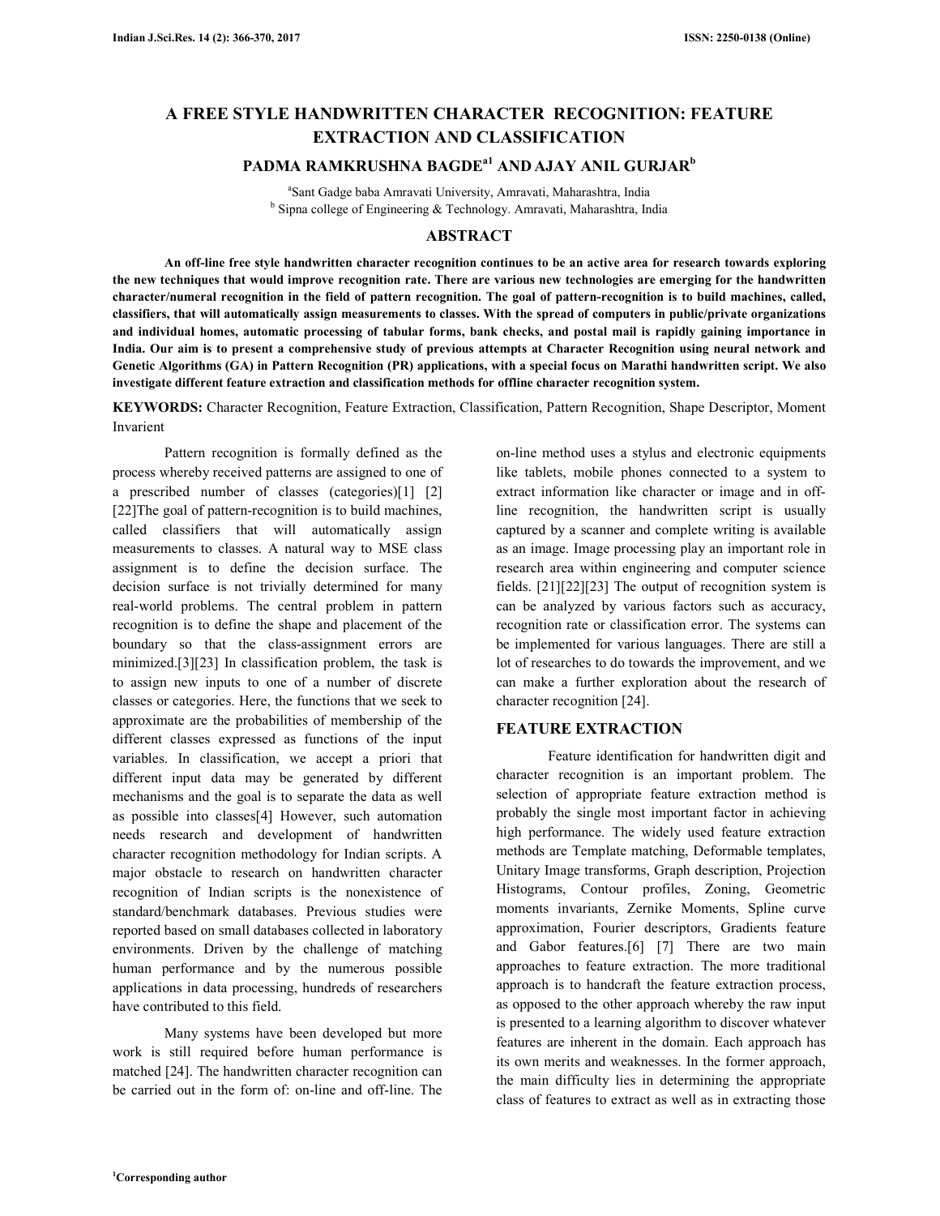# A FREE STYLE HANDWRITTEN CHARACTER RECOGNITION: FEATURE EXTRACTION AND CLASSIFICATION

**PADMA RAMKRUSHNA BAGDE[a1] AND AJAY ANIL GURJAR[b]**

[a]Sant Gadge baba Amravati University, Amravati, Maharashtra, India
[b] Sipna college of Engineering & Technology. Amravati, Maharashtra, India

## ABSTRACT

**An off-line free style handwritten character recognition continues to be an active area for research towards exploring the new techniques that would improve recognition rate. There are various new technologies are emerging for the handwritten character/numeral recognition in the field of pattern recognition. The goal of pattern-recognition is to build machines, called, classifiers, that will automatically assign measurements to classes. With the spread of computers in public/private organizations and individual homes, automatic processing of tabular forms, bank checks, and postal mail is rapidly gaining importance in India. Our aim is to present a comprehensive study of previous attempts at Character Recognition using neural network and Genetic Algorithms (GA) in Pattern Recognition (PR) applications, with a special focus on Marathi handwritten script. We also investigate different feature extraction and classification methods for offline character recognition system.**

**KEYWORDS:** Character Recognition, Feature Extraction, Classification, Pattern Recognition, Shape Descriptor, Moment Invarient

Pattern recognition is formally defined as the process whereby received patterns are assigned to one of a prescribed number of classes (categories)[1] [2] [22]The goal of pattern-recognition is to build machines, called classifiers that will automatically assign measurements to classes. A natural way to MSE class assignment is to define the decision surface. The decision surface is not trivially determined for many real-world problems. The central problem in pattern recognition is to define the shape and placement of the boundary so that the class-assignment errors are minimized.[3][23] In classification problem, the task is to assign new inputs to one of a number of discrete classes or categories. Here, the functions that we seek to approximate are the probabilities of membership of the different classes expressed as functions of the input variables. In classification, we accept a priori that different input data may be generated by different mechanisms and the goal is to separate the data as well as possible into classes[4] However, such automation needs research and development of handwritten character recognition methodology for Indian scripts. A major obstacle to research on handwritten character recognition of Indian scripts is the nonexistence of standard/benchmark databases. Previous studies were reported based on small databases collected in laboratory environments. Driven by the challenge of matching human performance and by the numerous possible applications in data processing, hundreds of researchers have contributed to this field.

Many systems have been developed but more work is still required before human performance is matched [24]. The handwritten character recognition can be carried out in the form of: on-line and off-line. The on-line method uses a stylus and electronic equipments like tablets, mobile phones connected to a system to extract information like character or image and in off-line recognition, the handwritten script is usually captured by a scanner and complete writing is available as an image. Image processing play an important role in research area within engineering and computer science fields. [21][22][23] The output of recognition system is can be analyzed by various factors such as accuracy, recognition rate or classification error. The systems can be implemented for various languages. There are still a lot of researches to do towards the improvement, and we can make a further exploration about the research of character recognition [24].

## FEATURE EXTRACTION

Feature identification for handwritten digit and character recognition is an important problem. The selection of appropriate feature extraction method is probably the single most important factor in achieving high performance. The widely used feature extraction methods are Template matching, Deformable templates, Unitary Image transforms, Graph description, Projection Histograms, Contour profiles, Zoning, Geometric moments invariants, Zernike Moments, Spline curve approximation, Fourier descriptors, Gradients feature and Gabor features.[6] [7] There are two main approaches to feature extraction. The more traditional approach is to handcraft the feature extraction process, as opposed to the other approach whereby the raw input is presented to a learning algorithm to discover whatever features are inherent in the domain. Each approach has its own merits and weaknesses. In the former approach, the main difficulty lies in determining the appropriate class of features to extract as well as in extracting those

[1]Corresponding author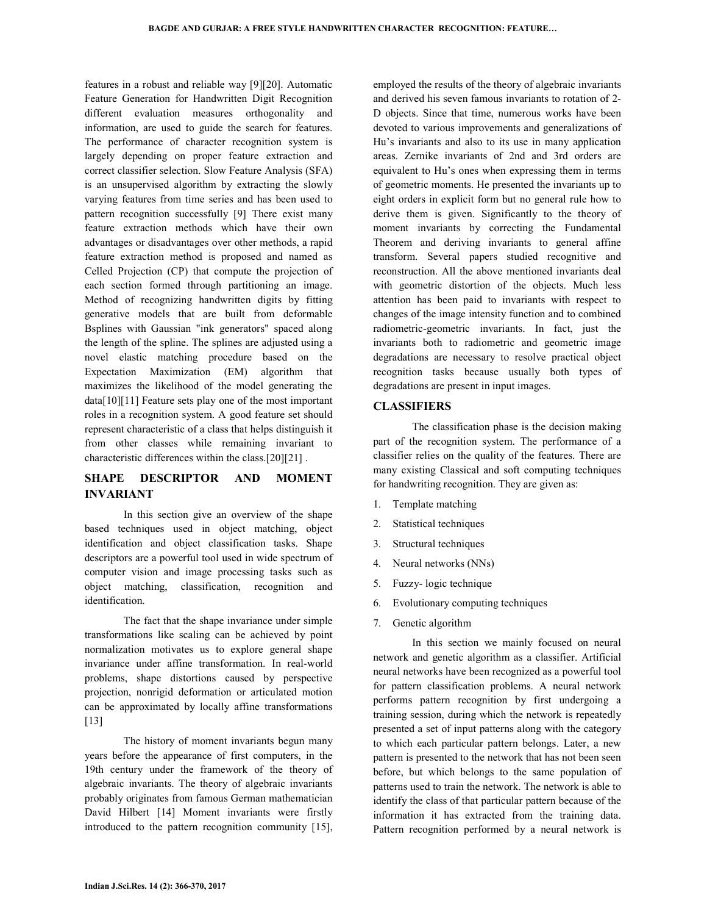features in a robust and reliable way [9][20]. Automatic Feature Generation for Handwritten Digit Recognition different evaluation measures orthogonality and information, are used to guide the search for features. The performance of character recognition system is largely depending on proper feature extraction and correct classifier selection. Slow Feature Analysis (SFA) is an unsupervised algorithm by extracting the slowly varying features from time series and has been used to pattern recognition successfully [9] There exist many feature extraction methods which have their own advantages or disadvantages over other methods, a rapid feature extraction method is proposed and named as Celled Projection (CP) that compute the projection of each section formed through partitioning an image. Method of recognizing handwritten digits by fitting generative models that are built from deformable Bsplines with Gaussian "ink generators" spaced along the length of the spline. The splines are adjusted using a novel elastic matching procedure based on the Expectation Maximization (EM) algorithm that maximizes the likelihood of the model generating the data[10][11] Feature sets play one of the most important roles in a recognition system. A good feature set should represent characteristic of a class that helps distinguish it from other classes while remaining invariant to characteristic differences within the class.[20][21] .

## SHAPE DESCRIPTOR AND MOMENT INVARIANT

In this section give an overview of the shape based techniques used in object matching, object identification and object classification tasks. Shape descriptors are a powerful tool used in wide spectrum of computer vision and image processing tasks such as object matching, classification, recognition and identification.

The fact that the shape invariance under simple transformations like scaling can be achieved by point normalization motivates us to explore general shape invariance under affine transformation. In real-world problems, shape distortions caused by perspective projection, nonrigid deformation or articulated motion can be approximated by locally affine transformations [13]

The history of moment invariants begun many years before the appearance of first computers, in the 19th century under the framework of the theory of algebraic invariants. The theory of algebraic invariants probably originates from famous German mathematician David Hilbert [14] Moment invariants were firstly introduced to the pattern recognition community [15], employed the results of the theory of algebraic invariants and derived his seven famous invariants to rotation of 2-D objects. Since that time, numerous works have been devoted to various improvements and generalizations of Hu's invariants and also to its use in many application areas. Zernike invariants of 2nd and 3rd orders are equivalent to Hu's ones when expressing them in terms of geometric moments. He presented the invariants up to eight orders in explicit form but no general rule how to derive them is given. Significantly to the theory of moment invariants by correcting the Fundamental Theorem and deriving invariants to general affine transform. Several papers studied recognitive and reconstruction. All the above mentioned invariants deal with geometric distortion of the objects. Much less attention has been paid to invariants with respect to changes of the image intensity function and to combined radiometric-geometric invariants. In fact, just the invariants both to radiometric and geometric image degradations are necessary to resolve practical object recognition tasks because usually both types of degradations are present in input images.

## CLASSIFIERS

The classification phase is the decision making part of the recognition system. The performance of a classifier relies on the quality of the features. There are many existing Classical and soft computing techniques for handwriting recognition. They are given as:

1. Template matching
2. Statistical techniques
3. Structural techniques
4. Neural networks (NNs)
5. Fuzzy- logic technique
6. Evolutionary computing techniques
7. Genetic algorithm

In this section we mainly focused on neural network and genetic algorithm as a classifier. Artificial neural networks have been recognized as a powerful tool for pattern classification problems. A neural network performs pattern recognition by first undergoing a training session, during which the network is repeatedly presented a set of input patterns along with the category to which each particular pattern belongs. Later, a new pattern is presented to the network that has not been seen before, but which belongs to the same population of patterns used to train the network. The network is able to identify the class of that particular pattern because of the information it has extracted from the training data. Pattern recognition performed by a neural network is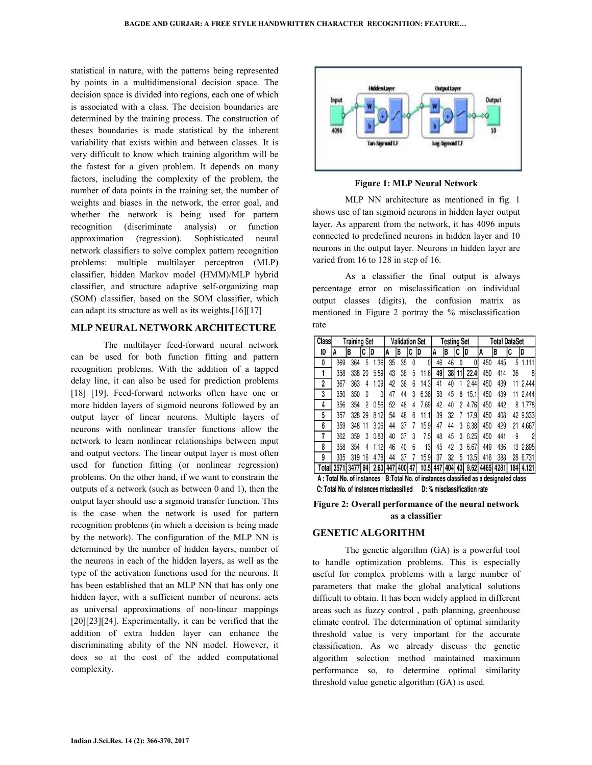statistical in nature, with the patterns being represented by points in a multidimensional decision space. The decision space is divided into regions, each one of which is associated with a class. The decision boundaries are determined by the training process. The construction of theses boundaries is made statistical by the inherent variability that exists within and between classes. It is very difficult to know which training algorithm will be the fastest for a given problem. It depends on many factors, including the complexity of the problem, the number of data points in the training set, the number of weights and biases in the network, the error goal, and whether the network is being used for pattern recognition (discriminate analysis) or function approximation (regression). Sophisticated neural network classifiers to solve complex pattern recognition problems: multiple multilayer perceptron (MLP) classifier, hidden Markov model (HMM)/MLP hybrid classifier, and structure adaptive self-organizing map (SOM) classifier, based on the SOM classifier, which can adapt its structure as well as its weights.[16][17]

## MLP NEURAL NETWORK ARCHITECTURE

The multilayer feed-forward neural network can be used for both function fitting and pattern recognition problems. With the addition of a tapped delay line, it can also be used for prediction problems [18] [19]. Feed-forward networks often have one or more hidden layers of sigmoid neurons followed by an output layer of linear neurons. Multiple layers of neurons with nonlinear transfer functions allow the network to learn nonlinear relationships between input and output vectors. The linear output layer is most often used for function fitting (or nonlinear regression) problems. On the other hand, if we want to constrain the outputs of a network (such as between 0 and 1), then the output layer should use a sigmoid transfer function. This is the case when the network is used for pattern recognition problems (in which a decision is being made by the network). The configuration of the MLP NN is determined by the number of hidden layers, number of the neurons in each of the hidden layers, as well as the type of the activation functions used for the neurons. It has been established that an MLP NN that has only one hidden layer, with a sufficient number of neurons, acts as universal approximations of non-linear mappings [20][23][24]. Experimentally, it can be verified that the addition of extra hidden layer can enhance the discriminating ability of the NN model. However, it does so at the cost of the added computational complexity.

**Figure 1: MLP Neural Network**

MLP NN architecture as mentioned in fig. 1 shows use of tan sigmoid neurons in hidden layer output layer. As apparent from the network, it has 4096 inputs connected to predefined neurons in hidden layer and 10 neurons in the output layer. Neurons in hidden layer are varied from 16 to 128 in step of 16.

As a classifier the final output is always percentage error on misclassification on individual output classes (digits), the confusion matrix as mentioned in Figure 2 portray the % misclassification rate

| Class | Training Set | | | | Validation Set | | | | Testing Set | | | | Total DataSet | | | |
|---|---|---|---|---|---|---|---|---|---|---|---|---|---|---|---|---|
| ID | A | B | C | D | A | B | C | D | A | B | C | D | A | B | C | D |
| 0 | 369 | 364 | 5 | 1.36 | 35 | 35 | 0 | 0 | 46 | 46 | 0 | 0 | 450 | 445 | 5 | 1.111 |
| 1 | 358 | 338 | 20 | 5.59 | 43 | 38 | 5 | 11.6 | 49 | 38 | 11 | 22.4 | 450 | 414 | 36 | 8 |
| 2 | 367 | 363 | 4 | 1.09 | 42 | 36 | 6 | 14.3 | 41 | 40 | 1 | 2.44 | 450 | 439 | 11 | 2.444 |
| 3 | 350 | 350 | 0 | 0 | 47 | 44 | 3 | 6.38 | 53 | 45 | 8 | 15.1 | 450 | 439 | 11 | 2.444 |
| 4 | 356 | 354 | 2 | 0.56 | 52 | 48 | 4 | 7.69 | 42 | 40 | 2 | 4.76 | 450 | 442 | 8 | 1.778 |
| 5 | 357 | 328 | 29 | 8.12 | 54 | 48 | 6 | 11.1 | 39 | 32 | 7 | 17.9 | 450 | 408 | 42 | 9.333 |
| 6 | 359 | 348 | 11 | 3.06 | 44 | 37 | 7 | 15.9 | 47 | 44 | 3 | 6.38 | 450 | 429 | 21 | 4.667 |
| 7 | 362 | 359 | 3 | 0.83 | 40 | 37 | 3 | 7.5 | 48 | 45 | 3 | 6.25 | 450 | 441 | 9 | 2 |
| 8 | 358 | 354 | 4 | 1.12 | 46 | 40 | 6 | 13 | 45 | 42 | 3 | 6.67 | 449 | 436 | 13 | 2.895 |
| 9 | 335 | 319 | 16 | 4.78 | 44 | 37 | 7 | 15.9 | 37 | 32 | 5 | 13.5 | 416 | 388 | 28 | 6.731 |
| Total | 3571 | 3477 | 94 | 2.63 | 447 | 400 | 47 | 10.5 | 447 | 404 | 43 | 9.62 | 4465 | 4281 | 184 | 4.121 |

A : Total No. of instances B:Total No. of instances classified as a designated class
C: Total No. of instances misclassified D: % misclassification rate

**Figure 2: Overall performance of the neural network as a classifier**

## GENETIC ALGORITHM

The genetic algorithm (GA) is a powerful tool to handle optimization problems. This is especially useful for complex problems with a large number of parameters that make the global analytical solutions difficult to obtain. It has been widely applied in different areas such as fuzzy control , path planning, greenhouse climate control. The determination of optimal similarity threshold value is very important for the accurate classification. As we already discuss the genetic algorithm selection method maintained maximum performance so, to determine optimal similarity threshold value genetic algorithm (GA) is used.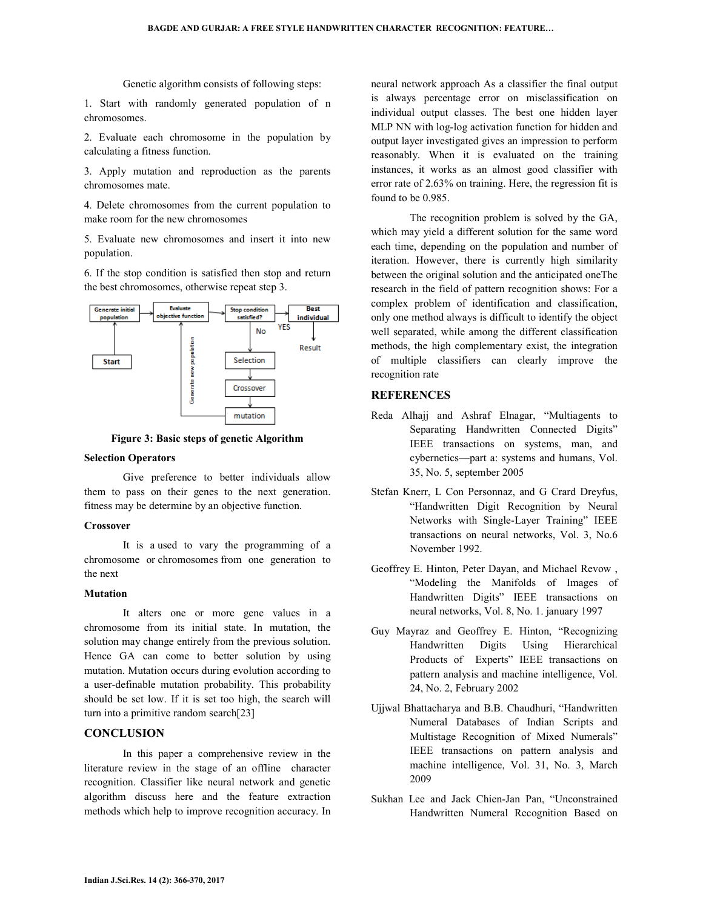Genetic algorithm consists of following steps:

1. Start with randomly generated population of n chromosomes.

2. Evaluate each chromosome in the population by calculating a fitness function.

3. Apply mutation and reproduction as the parents chromosomes mate.

4. Delete chromosomes from the current population to make room for the new chromosomes

5. Evaluate new chromosomes and insert it into new population.

6. If the stop condition is satisfied then stop and return the best chromosomes, otherwise repeat step 3.

**Figure 3: Basic steps of genetic Algorithm**

**Selection Operators**

Give preference to better individuals allow them to pass on their genes to the next generation. fitness may be determine by an objective function.

**Crossover**

It is a used to vary the programming of a chromosome or chromosomes from one generation to the next

**Mutation**

It alters one or more gene values in a chromosome from its initial state. In mutation, the solution may change entirely from the previous solution. Hence GA can come to better solution by using mutation. Mutation occurs during evolution according to a user-definable mutation probability. This probability should be set low. If it is set too high, the search will turn into a primitive random search[23]

## CONCLUSION

In this paper a comprehensive review in the literature review in the stage of an offline character recognition. Classifier like neural network and genetic algorithm discuss here and the feature extraction methods which help to improve recognition accuracy. In neural network approach As a classifier the final output is always percentage error on misclassification on individual output classes. The best one hidden layer MLP NN with log-log activation function for hidden and output layer investigated gives an impression to perform reasonably. When it is evaluated on the training instances, it works as an almost good classifier with error rate of 2.63% on training. Here, the regression fit is found to be 0.985.

The recognition problem is solved by the GA, which may yield a different solution for the same word each time, depending on the population and number of iteration. However, there is currently high similarity between the original solution and the anticipated oneThe research in the field of pattern recognition shows: For a complex problem of identification and classification, only one method always is difficult to identify the object well separated, while among the different classification methods, the high complementary exist, the integration of multiple classifiers can clearly improve the recognition rate

## REFERENCES

Reda Alhajj and Ashraf Elnagar, "Multiagents to Separating Handwritten Connected Digits" IEEE transactions on systems, man, and cybernetics—part a: systems and humans, Vol. 35, No. 5, september 2005

Stefan Knerr, L Con Personnaz, and G Crard Dreyfus, "Handwritten Digit Recognition by Neural Networks with Single-Layer Training" IEEE transactions on neural networks, Vol. 3, No.6 November 1992.

Geoffrey E. Hinton, Peter Dayan, and Michael Revow , "Modeling the Manifolds of Images of Handwritten Digits" IEEE transactions on neural networks, Vol. 8, No. 1. january 1997

Guy Mayraz and Geoffrey E. Hinton, "Recognizing Handwritten Digits Using Hierarchical Products of Experts" IEEE transactions on pattern analysis and machine intelligence, Vol. 24, No. 2, February 2002

Ujjwal Bhattacharya and B.B. Chaudhuri, "Handwritten Numeral Databases of Indian Scripts and Multistage Recognition of Mixed Numerals" IEEE transactions on pattern analysis and machine intelligence, Vol. 31, No. 3, March 2009

Sukhan Lee and Jack Chien-Jan Pan, "Unconstrained Handwritten Numeral Recognition Based on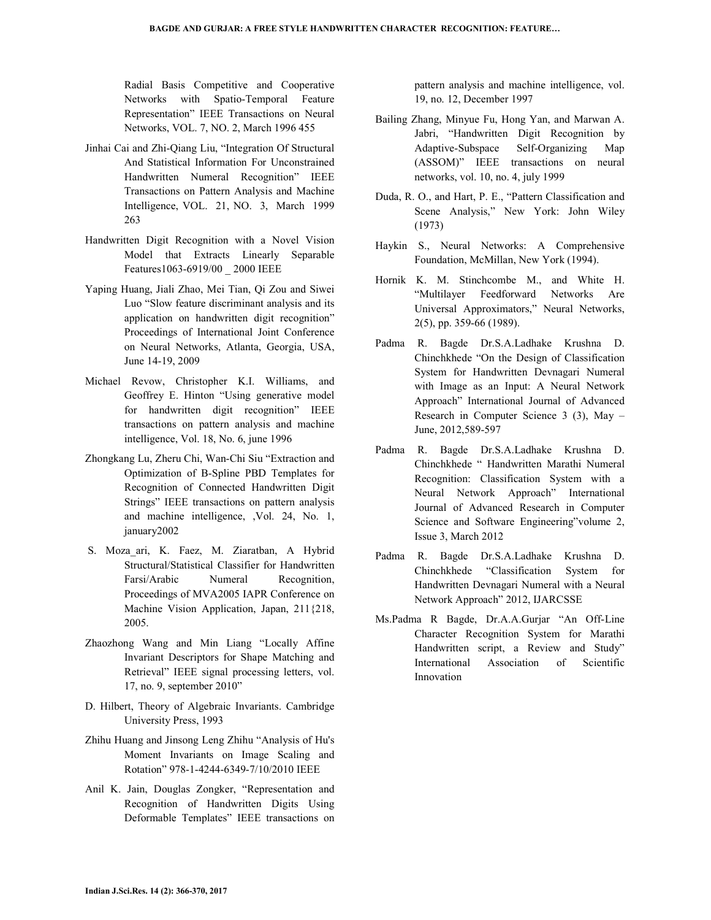Radial Basis Competitive and Cooperative Networks with Spatio-Temporal Feature Representation" IEEE Transactions on Neural Networks, VOL. 7, NO. 2, March 1996 455

Jinhai Cai and Zhi-Qiang Liu, "Integration Of Structural And Statistical Information For Unconstrained Handwritten Numeral Recognition" IEEE Transactions on Pattern Analysis and Machine Intelligence, VOL. 21, NO. 3, March 1999 263

Handwritten Digit Recognition with a Novel Vision Model that Extracts Linearly Separable Features1063-6919/00 _ 2000 IEEE

Yaping Huang, Jiali Zhao, Mei Tian, Qi Zou and Siwei Luo "Slow feature discriminant analysis and its application on handwritten digit recognition" Proceedings of International Joint Conference on Neural Networks, Atlanta, Georgia, USA, June 14-19, 2009

Michael Revow, Christopher K.I. Williams, and Geoffrey E. Hinton "Using generative model for handwritten digit recognition" IEEE transactions on pattern analysis and machine intelligence, Vol. 18, No. 6, june 1996

Zhongkang Lu, Zheru Chi, Wan-Chi Siu "Extraction and Optimization of B-Spline PBD Templates for Recognition of Connected Handwritten Digit Strings" IEEE transactions on pattern analysis and machine intelligence, ,Vol. 24, No. 1, january2002

S. Moza_ari, K. Faez, M. Ziaratban, A Hybrid Structural/Statistical Classifier for Handwritten Farsi/Arabic Numeral Recognition, Proceedings of MVA2005 IAPR Conference on Machine Vision Application, Japan, 211{218, 2005.

Zhaozhong Wang and Min Liang "Locally Affine Invariant Descriptors for Shape Matching and Retrieval" IEEE signal processing letters, vol. 17, no. 9, september 2010"

D. Hilbert, Theory of Algebraic Invariants. Cambridge University Press, 1993

Zhihu Huang and Jinsong Leng Zhihu "Analysis of Hu's Moment Invariants on Image Scaling and Rotation" 978-1-4244-6349-7/10/2010 IEEE

Anil K. Jain, Douglas Zongker, "Representation and Recognition of Handwritten Digits Using Deformable Templates" IEEE transactions on pattern analysis and machine intelligence, vol. 19, no. 12, December 1997

Bailing Zhang, Minyue Fu, Hong Yan, and Marwan A. Jabri, "Handwritten Digit Recognition by Adaptive-Subspace Self-Organizing Map (ASSOM)" IEEE transactions on neural networks, vol. 10, no. 4, july 1999

Duda, R. O., and Hart, P. E., "Pattern Classification and Scene Analysis," New York: John Wiley (1973)

Haykin S., Neural Networks: A Comprehensive Foundation, McMillan, New York (1994).

Hornik K. M. Stinchcombe M., and White H. "Multilayer Feedforward Networks Are Universal Approximators," Neural Networks, 2(5), pp. 359-66 (1989).

Padma R. Bagde Dr.S.A.Ladhake Krushna D. Chinchkhede "On the Design of Classification System for Handwritten Devnagari Numeral with Image as an Input: A Neural Network Approach" International Journal of Advanced Research in Computer Science 3 (3), May – June, 2012,589-597

Padma R. Bagde Dr.S.A.Ladhake Krushna D. Chinchkhede " Handwritten Marathi Numeral Recognition: Classification System with a Neural Network Approach" International Journal of Advanced Research in Computer Science and Software Engineering"volume 2, Issue 3, March 2012

Padma R. Bagde Dr.S.A.Ladhake Krushna D. Chinchkhede "Classification System for Handwritten Devnagari Numeral with a Neural Network Approach" 2012, IJARCSSE

Ms.Padma R Bagde, Dr.A.A.Gurjar "An Off-Line Character Recognition System for Marathi Handwritten script, a Review and Study" International Association of Scientific Innovation